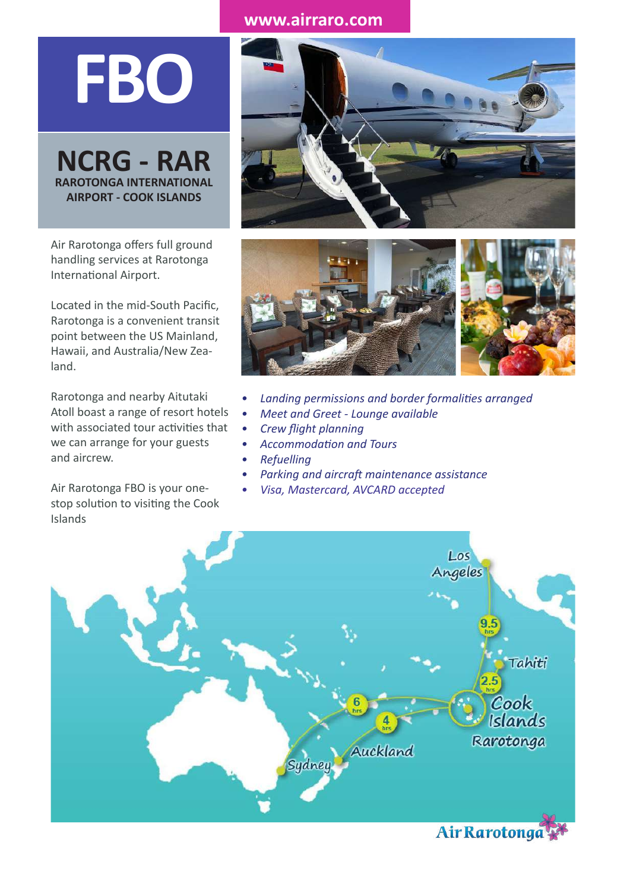www.airraro.com

# FBO

## NCRG - RAR

**RAROTONGA INTERNATIONAL AIRPORT - COOK ISLANDS**

Air Rarotonga offers full ground handling services at Rarotonga International Airport.

Located in the mid-South Pacific, Rarotonga is a convenient transit point between the US Mainland, Hawaii, and Australia/New Zealand.

Rarotonga and nearby Aitutaki Atoll boast a range of resort hotels with associated tour activities that we can arrange for your guests and aircrew.

Air Rarotonga FBO is your one-stop solution to visiting the Cook Islands

- *Landing permissions and border formalities arranged*
- *Meet and Greet - Lounge available*
- *Crew flight planning*
- *Accommodation and Tours*
- *Refuelling*
- *Parking and aircraft maintenance assistance*
- *Visa, Mastercard, AVCARD accepted*

Los Angeles – 9.5 hrs
Tahiti – 2.5 hrs
Cook Islands Rarotonga
Sydney – 6 hrs
Auckland – 4 hrs

Air Rarotonga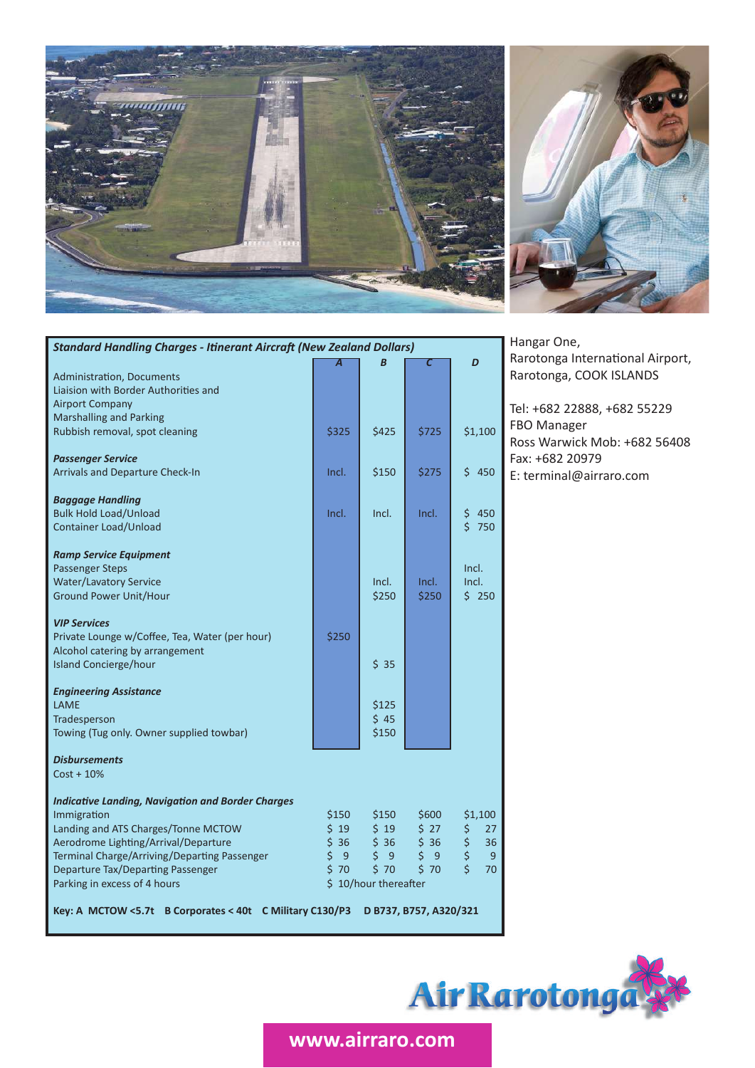| Standard Handling Charges - Itinerant Aircraft (New Zealand Dollars) | A | B | C | D |
|---|---|---|---|---|
| Administration, Documents<br>Liaision with Border Authorities and Airport Company<br>Marshalling and Parking<br>Rubbish removal, spot cleaning | $325 | $425 | $725 | $1,100 |
| ***Passenger Service*** | | | | |
| Arrivals and Departure Check-In | Incl. | $150 | $275 | $ 450 |
| ***Baggage Handling*** | | | | |
| Bulk Hold Load/Unload | Incl. | Incl. | Incl. | $ 450 |
| Container Load/Unload | | | | $ 750 |
| ***Ramp Service Equipment*** | | | | |
| Passenger Steps | | | | Incl. |
| Water/Lavatory Service | | Incl. | Incl. | Incl. |
| Ground Power Unit/Hour | | $250 | $250 | $ 250 |
| ***VIP Services*** | | | | |
| Private Lounge w/Coffee, Tea, Water (per hour) | $250 | | | |
| Alcohol catering by arrangement | | | | |
| Island Concierge/hour | | $ 35 | | |
| ***Engineering Assistance*** | | | | |
| LAME | | $125 | | |
| Tradesperson | | $ 45 | | |
| Towing (Tug only. Owner supplied towbar) | | $150 | | |
| ***Disbursements*** | | | | |
| Cost + 10% | | | | |
| ***Indicative Landing, Navigation and Border Charges*** | | | | |
| Immigration | $150 | $150 | $600 | $1,100 |
| Landing and ATS Charges/Tonne MCTOW | $ 19 | $ 19 | $ 27 | $ 27 |
| Aerodrome Lighting/Arrival/Departure | $ 36 | $ 36 | $ 36 | $ 36 |
| Terminal Charge/Arriving/Departing Passenger | $ 9 | $ 9 | $ 9 | $ 9 |
| Departure Tax/Departing Passenger | $ 70 | $ 70 | $ 70 | $ 70 |
| Parking in excess of 4 hours | $ 10/hour thereafter | | | |

**Key: A MCTOW <5.7t B Corporates < 40t C Military C130/P3 D B737, B757, A320/321**

Hangar One,
Rarotonga International Airport,
Rarotonga, COOK ISLANDS

Tel: +682 22888, +682 55229
FBO Manager
Ross Warwick Mob: +682 56408
Fax: +682 20979
E: terminal@airraro.com

Air Rarotonga

**www.airraro.com**